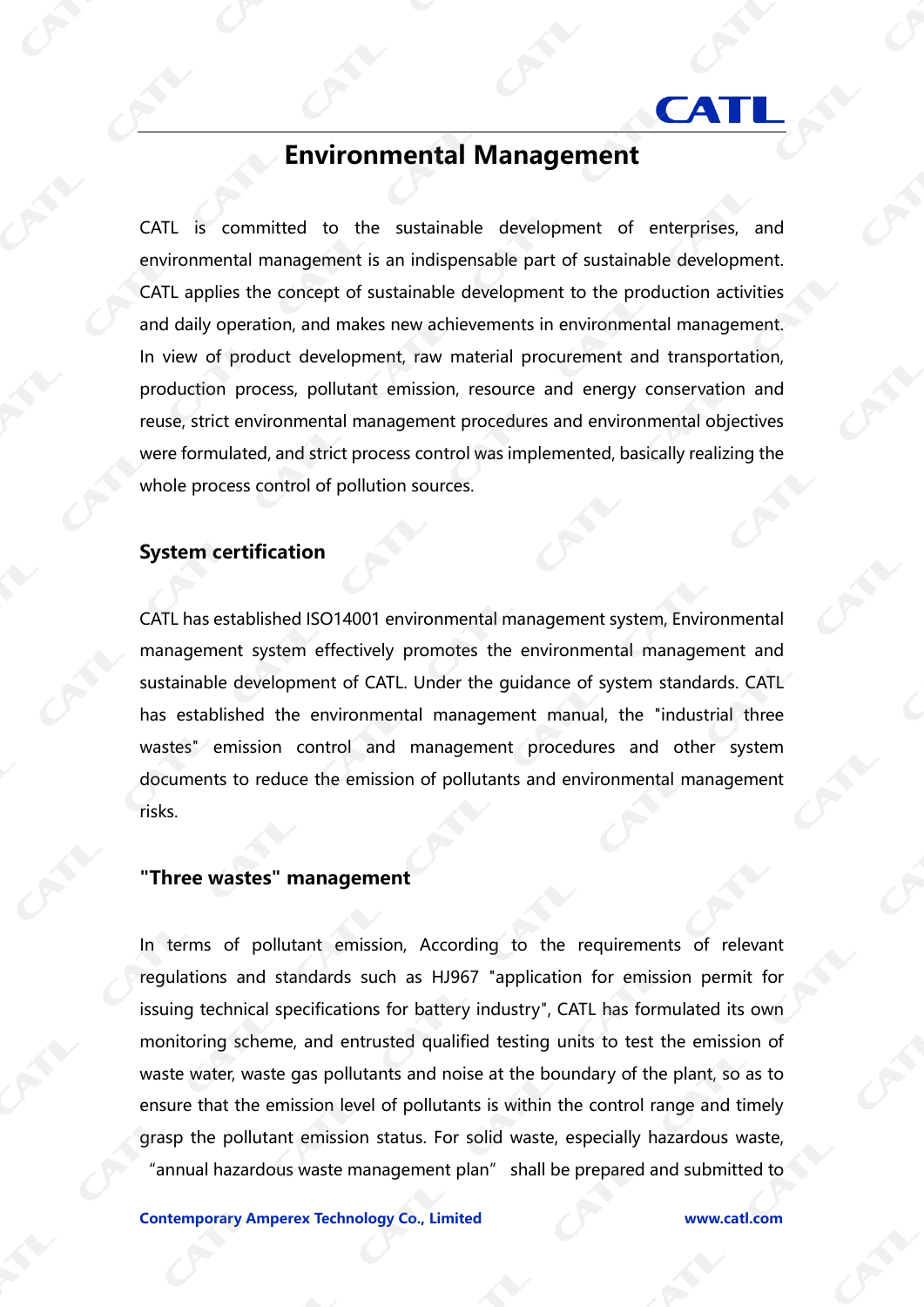# Environmental Management

CATL is committed to the sustainable development of enterprises, and environmental management is an indispensable part of sustainable development. CATL applies the concept of sustainable development to the production activities and daily operation, and makes new achievements in environmental management. In view of product development, raw material procurement and transportation, production process, pollutant emission, resource and energy conservation and reuse, strict environmental management procedures and environmental objectives were formulated, and strict process control was implemented, basically realizing the whole process control of pollution sources.

## System certification

CATL has established ISO14001 environmental management system, Environmental management system effectively promotes the environmental management and sustainable development of CATL. Under the guidance of system standards. CATL has established the environmental management manual, the "industrial three wastes" emission control and management procedures and other system documents to reduce the emission of pollutants and environmental management risks.

## "Three wastes" management

In terms of pollutant emission, According to the requirements of relevant regulations and standards such as HJ967 "application for emission permit for issuing technical specifications for battery industry", CATL has formulated its own monitoring scheme, and entrusted qualified testing units to test the emission of waste water, waste gas pollutants and noise at the boundary of the plant, so as to ensure that the emission level of pollutants is within the control range and timely grasp the pollutant emission status. For solid waste, especially hazardous waste, "annual hazardous waste management plan" shall be prepared and submitted to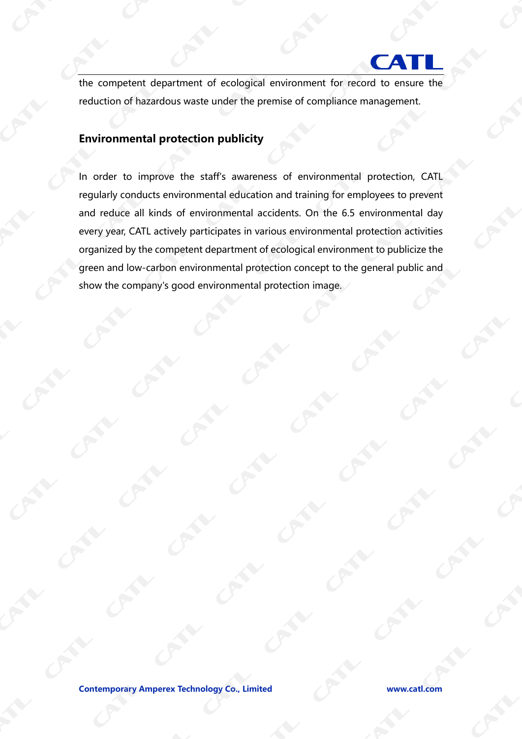the competent department of ecological environment for record to ensure the reduction of hazardous waste under the premise of compliance management.

## Environmental protection publicity

In order to improve the staff's awareness of environmental protection, CATL regularly conducts environmental education and training for employees to prevent and reduce all kinds of environmental accidents. On the 6.5 environmental day every year, CATL actively participates in various environmental protection activities organized by the competent department of ecological environment to publicize the green and low-carbon environmental protection concept to the general public and show the company's good environmental protection image.